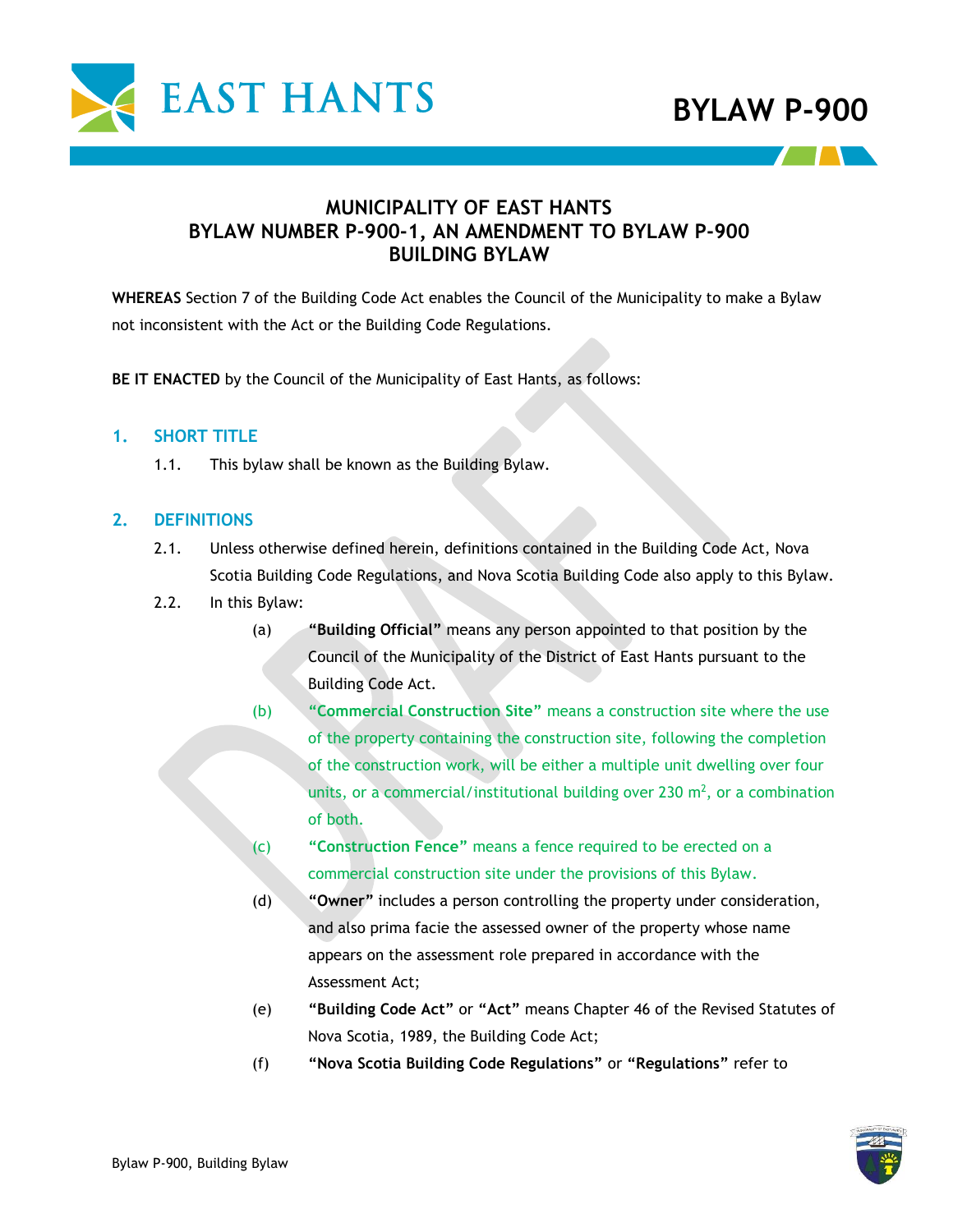BYLAW P-900

## MUNICIPALITY OF EAST HANTS
## BYLAW NUMBER P-900-1, AN AMENDMENT TO BYLAW P-900
## BUILDING BYLAW

**WHEREAS** Section 7 of the Building Code Act enables the Council of the Municipality to make a Bylaw not inconsistent with the Act or the Building Code Regulations.

**BE IT ENACTED** by the Council of the Municipality of East Hants, as follows:

### 1. SHORT TITLE

1.1. This bylaw shall be known as the Building Bylaw.

### 2. DEFINITIONS

2.1. Unless otherwise defined herein, definitions contained in the Building Code Act, Nova Scotia Building Code Regulations, and Nova Scotia Building Code also apply to this Bylaw.

2.2. In this Bylaw:

(a) **"Building Official"** means any person appointed to that position by the Council of the Municipality of the District of East Hants pursuant to the Building Code Act.

(b) **"Commercial Construction Site"** means a construction site where the use of the property containing the construction site, following the completion of the construction work, will be either a multiple unit dwelling over four units, or a commercial/institutional building over 230 $m^2$, or a combination of both.

(c) **"Construction Fence"** means a fence required to be erected on a commercial construction site under the provisions of this Bylaw.

(d) **"Owner"** includes a person controlling the property under consideration, and also prima facie the assessed owner of the property whose name appears on the assessment role prepared in accordance with the Assessment Act;

(e) **"Building Code Act"** or **"Act"** means Chapter 46 of the Revised Statutes of Nova Scotia, 1989, the Building Code Act;

(f) **"Nova Scotia Building Code Regulations"** or **"Regulations"** refer to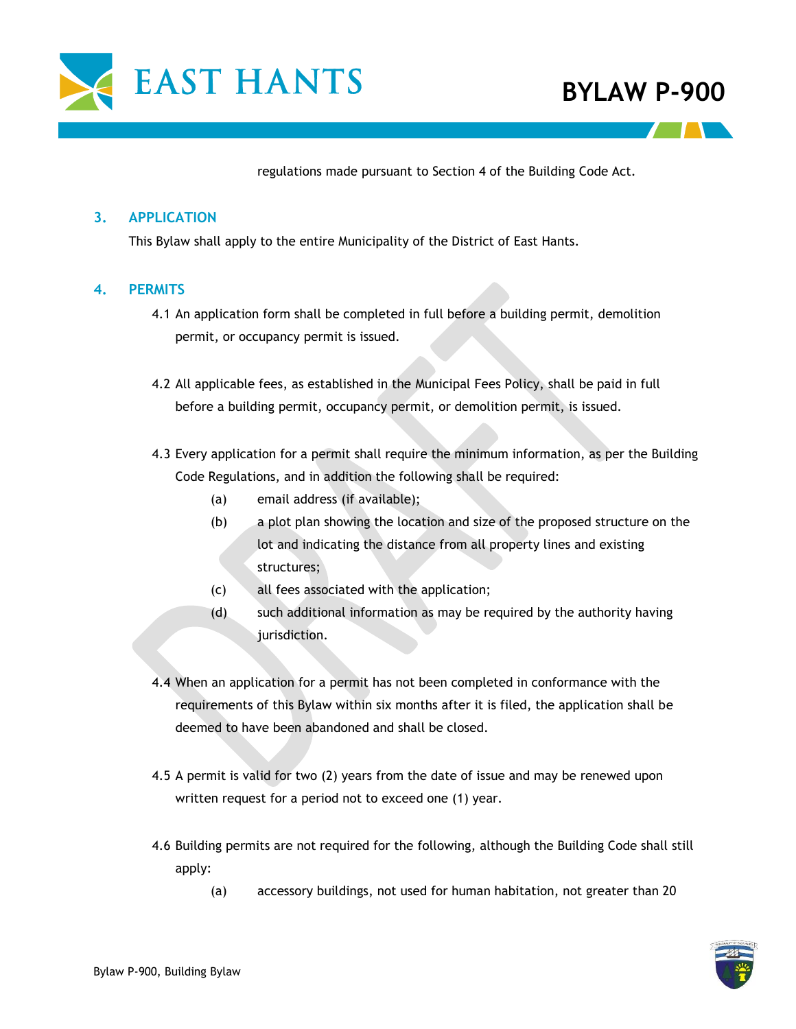regulations made pursuant to Section 4 of the Building Code Act.

## 3. APPLICATION

This Bylaw shall apply to the entire Municipality of the District of East Hants.

## 4. PERMITS

4.1 An application form shall be completed in full before a building permit, demolition permit, or occupancy permit is issued.

4.2 All applicable fees, as established in the Municipal Fees Policy, shall be paid in full before a building permit, occupancy permit, or demolition permit, is issued.

4.3 Every application for a permit shall require the minimum information, as per the Building Code Regulations, and in addition the following shall be required:

- (a) email address (if available);
- (b) a plot plan showing the location and size of the proposed structure on the lot and indicating the distance from all property lines and existing structures;
- (c) all fees associated with the application;
- (d) such additional information as may be required by the authority having jurisdiction.

4.4 When an application for a permit has not been completed in conformance with the requirements of this Bylaw within six months after it is filed, the application shall be deemed to have been abandoned and shall be closed.

4.5 A permit is valid for two (2) years from the date of issue and may be renewed upon written request for a period not to exceed one (1) year.

4.6 Building permits are not required for the following, although the Building Code shall still apply:

- (a) accessory buildings, not used for human habitation, not greater than 20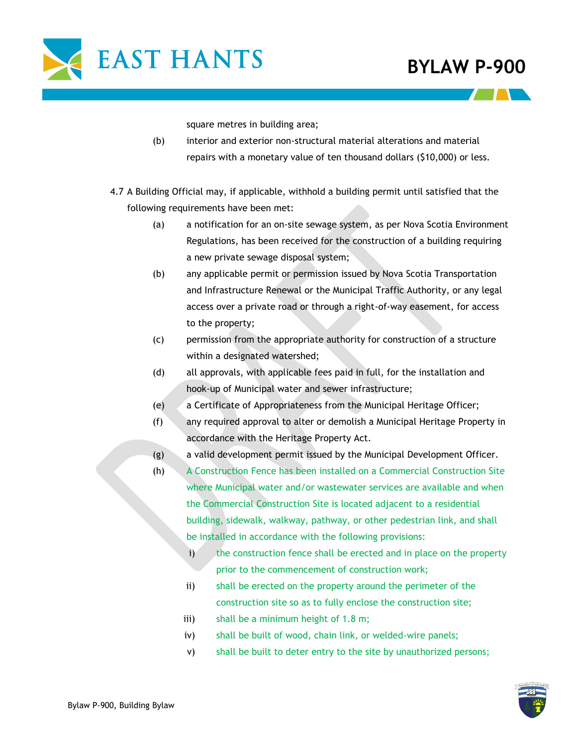square metres in building area;

(b) interior and exterior non-structural material alterations and material repairs with a monetary value of ten thousand dollars ($10,000) or less.

4.7 A Building Official may, if applicable, withhold a building permit until satisfied that the following requirements have been met:

(a) a notification for an on-site sewage system, as per Nova Scotia Environment Regulations, has been received for the construction of a building requiring a new private sewage disposal system;

(b) any applicable permit or permission issued by Nova Scotia Transportation and Infrastructure Renewal or the Municipal Traffic Authority, or any legal access over a private road or through a right-of-way easement, for access to the property;

(c) permission from the appropriate authority for construction of a structure within a designated watershed;

(d) all approvals, with applicable fees paid in full, for the installation and hook-up of Municipal water and sewer infrastructure;

(e) a Certificate of Appropriateness from the Municipal Heritage Officer;

(f) any required approval to alter or demolish a Municipal Heritage Property in accordance with the Heritage Property Act.

(g) a valid development permit issued by the Municipal Development Officer.

(h) A Construction Fence has been installed on a Commercial Construction Site where Municipal water and/or wastewater services are available and when the Commercial Construction Site is located adjacent to a residential building, sidewalk, walkway, pathway, or other pedestrian link, and shall be installed in accordance with the following provisions:

i) the construction fence shall be erected and in place on the property prior to the commencement of construction work;

ii) shall be erected on the property around the perimeter of the construction site so as to fully enclose the construction site;

iii) shall be a minimum height of 1.8 m;

iv) shall be built of wood, chain link, or welded-wire panels;

v) shall be built to deter entry to the site by unauthorized persons;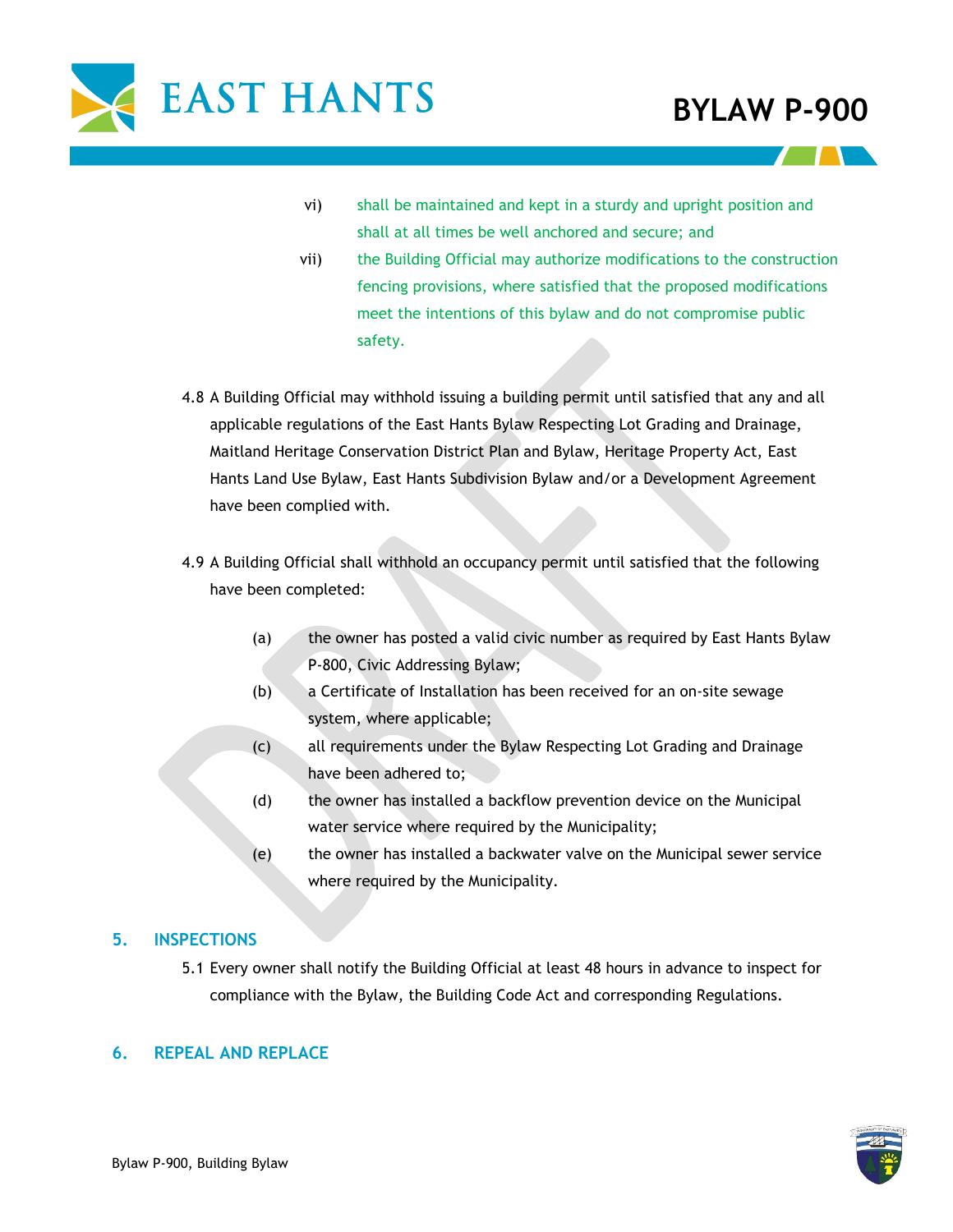vi) shall be maintained and kept in a sturdy and upright position and shall at all times be well anchored and secure; and

vii) the Building Official may authorize modifications to the construction fencing provisions, where satisfied that the proposed modifications meet the intentions of this bylaw and do not compromise public safety.

4.8 A Building Official may withhold issuing a building permit until satisfied that any and all applicable regulations of the East Hants Bylaw Respecting Lot Grading and Drainage, Maitland Heritage Conservation District Plan and Bylaw, Heritage Property Act, East Hants Land Use Bylaw, East Hants Subdivision Bylaw and/or a Development Agreement have been complied with.

4.9 A Building Official shall withhold an occupancy permit until satisfied that the following have been completed:

(a) the owner has posted a valid civic number as required by East Hants Bylaw P-800, Civic Addressing Bylaw;

(b) a Certificate of Installation has been received for an on-site sewage system, where applicable;

(c) all requirements under the Bylaw Respecting Lot Grading and Drainage have been adhered to;

(d) the owner has installed a backflow prevention device on the Municipal water service where required by the Municipality;

(e) the owner has installed a backwater valve on the Municipal sewer service where required by the Municipality.

## 5. INSPECTIONS

5.1 Every owner shall notify the Building Official at least 48 hours in advance to inspect for compliance with the Bylaw, the Building Code Act and corresponding Regulations.

## 6. REPEAL AND REPLACE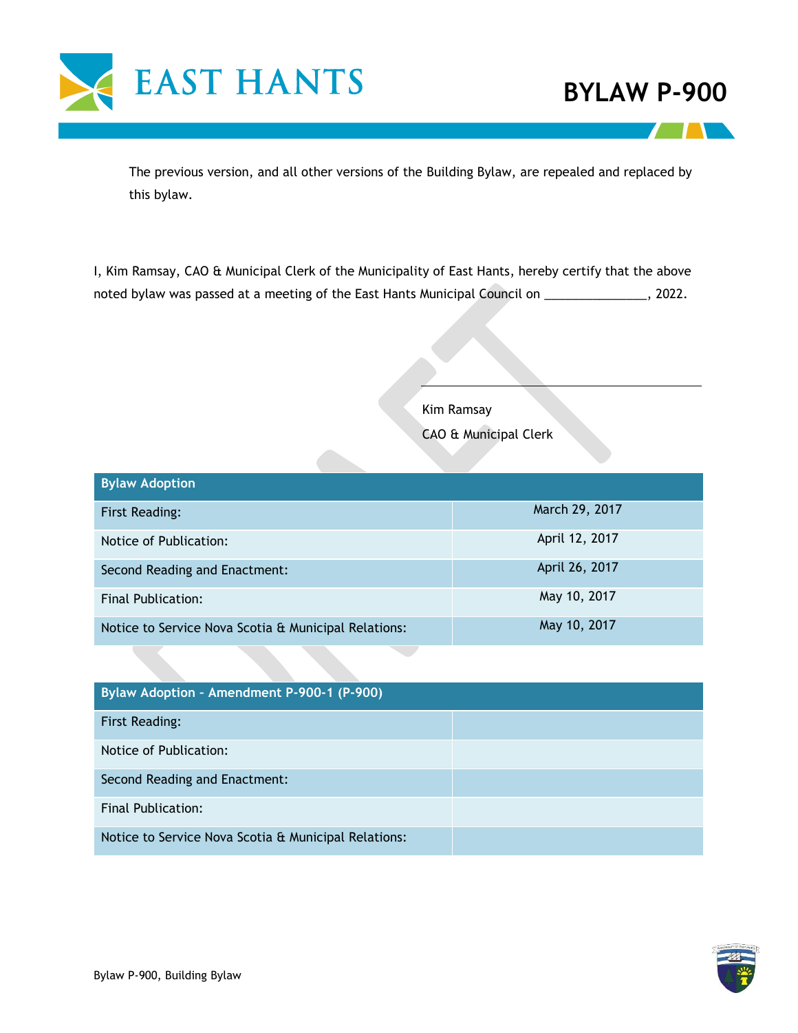The previous version, and all other versions of the Building Bylaw, are repealed and replaced by this bylaw.

I, Kim Ramsay, CAO & Municipal Clerk of the Municipality of East Hants, hereby certify that the above noted bylaw was passed at a meeting of the East Hants Municipal Council on _______________, 2022.

\_\_\_\_\_\_\_\_\_\_\_\_\_\_\_\_\_\_\_\_\_\_\_\_\_\_\_\_\_\_\_\_\_\_\_\_\_\_\_\_

Kim Ramsay

CAO & Municipal Clerk

| Bylaw Adoption | |
|---|---|
| First Reading: | March 29, 2017 |
| Notice of Publication: | April 12, 2017 |
| Second Reading and Enactment: | April 26, 2017 |
| Final Publication: | May 10, 2017 |
| Notice to Service Nova Scotia & Municipal Relations: | May 10, 2017 |

| Bylaw Adoption - Amendment P-900-1 (P-900) | |
|---|---|
| First Reading: | |
| Notice of Publication: | |
| Second Reading and Enactment: | |
| Final Publication: | |
| Notice to Service Nova Scotia & Municipal Relations: | |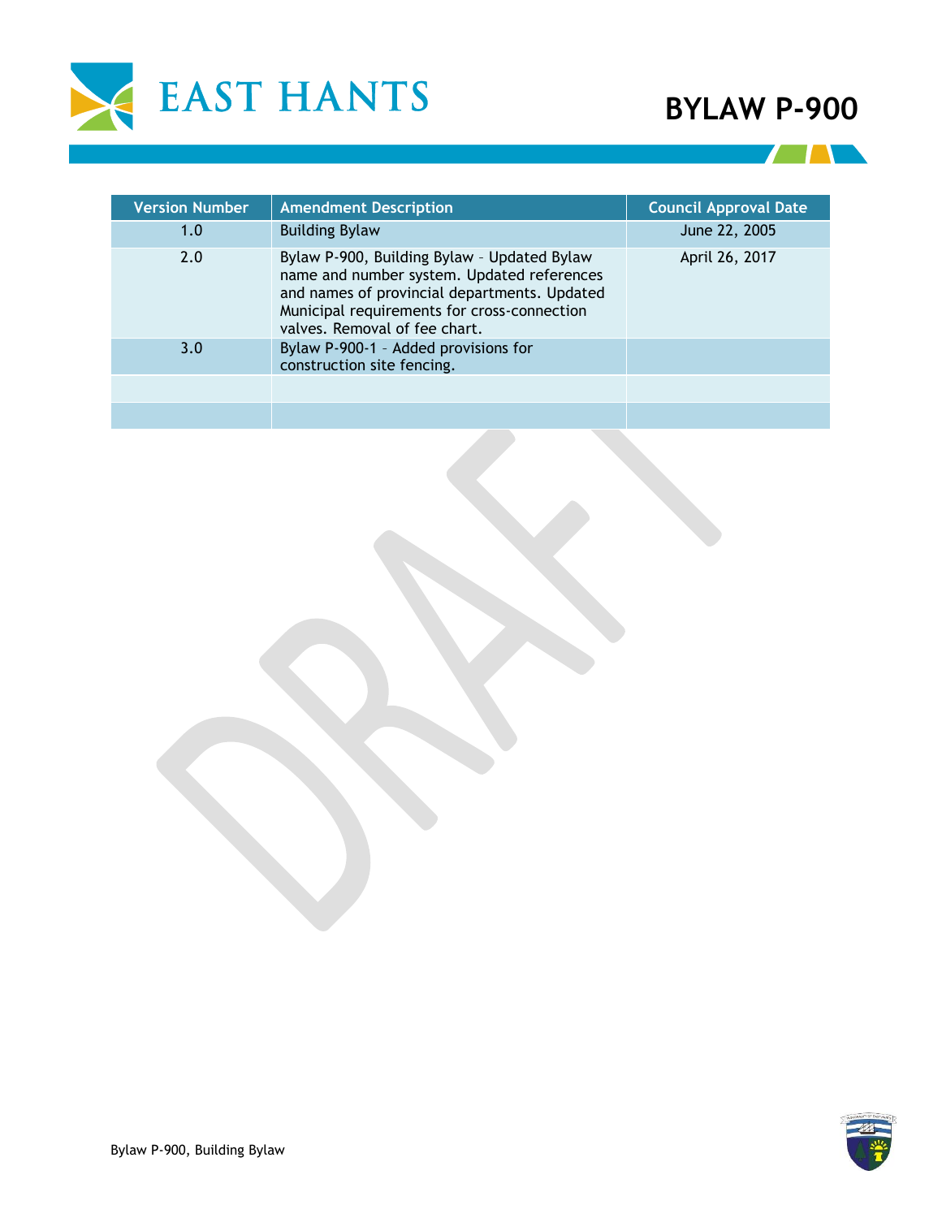# BYLAW P-900

| Version Number | Amendment Description | Council Approval Date |
| --- | --- | --- |
| 1.0 | Building Bylaw | June 22, 2005 |
| 2.0 | Bylaw P-900, Building Bylaw – Updated Bylaw name and number system. Updated references and names of provincial departments. Updated Municipal requirements for cross-connection valves. Removal of fee chart. | April 26, 2017 |
| 3.0 | Bylaw P-900-1 – Added provisions for construction site fencing. | |
| | | |
| | | |

DRAFT